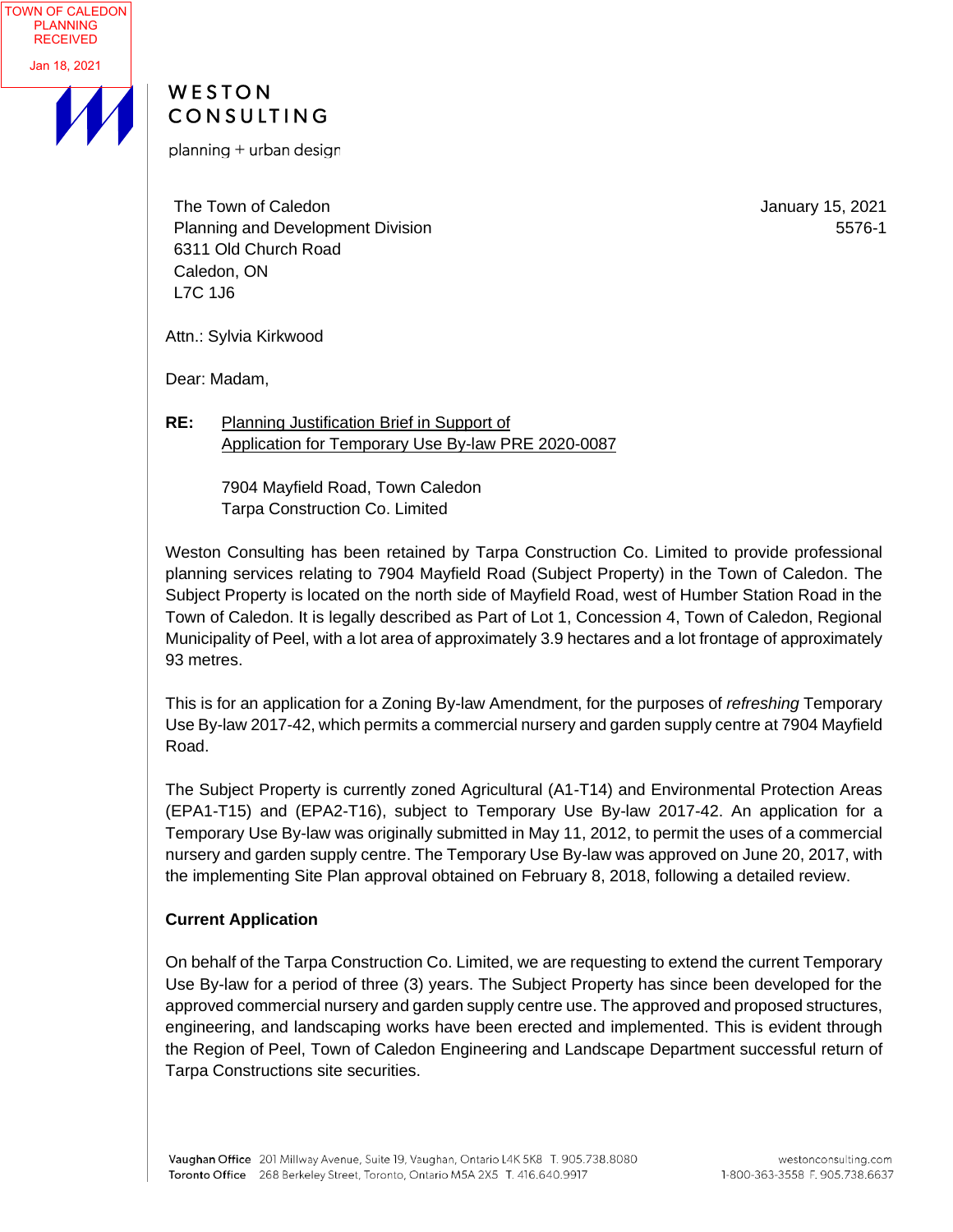TOWN OF CALEDON PLANNING RECEIVED

Jan 18, 2021

WESTON CONSULTING

planning + urban design

The Town of Caledon
Planning and Development Division
6311 Old Church Road
Caledon, ON
L7C 1J6

January 15, 2021
5576-1

Attn.: Sylvia Kirkwood

Dear: Madam,

**RE:** Planning Justification Brief in Support of Application for Temporary Use By-law PRE 2020-0087

7904 Mayfield Road, Town Caledon
Tarpa Construction Co. Limited

Weston Consulting has been retained by Tarpa Construction Co. Limited to provide professional planning services relating to 7904 Mayfield Road (Subject Property) in the Town of Caledon. The Subject Property is located on the north side of Mayfield Road, west of Humber Station Road in the Town of Caledon. It is legally described as Part of Lot 1, Concession 4, Town of Caledon, Regional Municipality of Peel, with a lot area of approximately 3.9 hectares and a lot frontage of approximately 93 metres.

This is for an application for a Zoning By-law Amendment, for the purposes of *refreshing* Temporary Use By-law 2017-42, which permits a commercial nursery and garden supply centre at 7904 Mayfield Road.

The Subject Property is currently zoned Agricultural (A1-T14) and Environmental Protection Areas (EPA1-T15) and (EPA2-T16), subject to Temporary Use By-law 2017-42. An application for a Temporary Use By-law was originally submitted in May 11, 2012, to permit the uses of a commercial nursery and garden supply centre. The Temporary Use By-law was approved on June 20, 2017, with the implementing Site Plan approval obtained on February 8, 2018, following a detailed review.

**Current Application**

On behalf of the Tarpa Construction Co. Limited, we are requesting to extend the current Temporary Use By-law for a period of three (3) years. The Subject Property has since been developed for the approved commercial nursery and garden supply centre use. The approved and proposed structures, engineering, and landscaping works have been erected and implemented. This is evident through the Region of Peel, Town of Caledon Engineering and Landscape Department successful return of Tarpa Constructions site securities.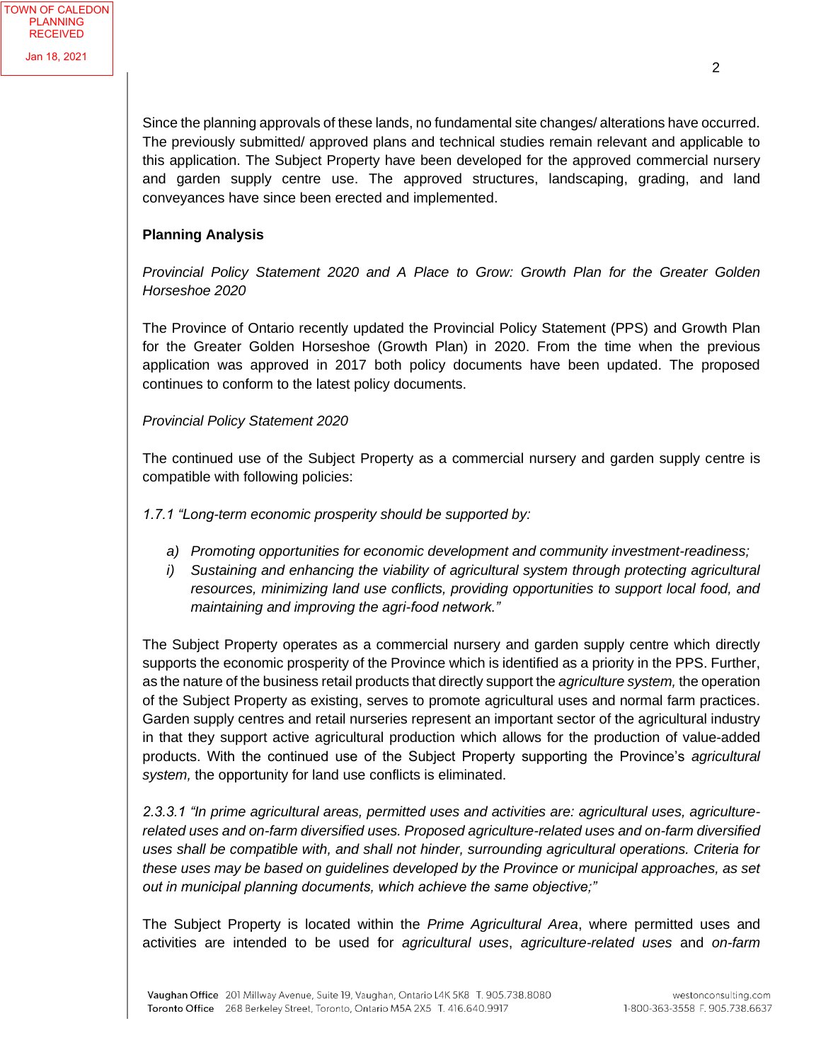Since the planning approvals of these lands, no fundamental site changes/ alterations have occurred. The previously submitted/ approved plans and technical studies remain relevant and applicable to this application. The Subject Property have been developed for the approved commercial nursery and garden supply centre use. The approved structures, landscaping, grading, and land conveyances have since been erected and implemented.

**Planning Analysis**

*Provincial Policy Statement 2020 and A Place to Grow: Growth Plan for the Greater Golden Horseshoe 2020*

The Province of Ontario recently updated the Provincial Policy Statement (PPS) and Growth Plan for the Greater Golden Horseshoe (Growth Plan) in 2020. From the time when the previous application was approved in 2017 both policy documents have been updated. The proposed continues to conform to the latest policy documents.

*Provincial Policy Statement 2020*

The continued use of the Subject Property as a commercial nursery and garden supply centre is compatible with following policies:

*1.7.1 "Long-term economic prosperity should be supported by:*

- *a) Promoting opportunities for economic development and community investment-readiness;*
- *i) Sustaining and enhancing the viability of agricultural system through protecting agricultural resources, minimizing land use conflicts, providing opportunities to support local food, and maintaining and improving the agri-food network."*

The Subject Property operates as a commercial nursery and garden supply centre which directly supports the economic prosperity of the Province which is identified as a priority in the PPS. Further, as the nature of the business retail products that directly support the *agriculture system,* the operation of the Subject Property as existing, serves to promote agricultural uses and normal farm practices. Garden supply centres and retail nurseries represent an important sector of the agricultural industry in that they support active agricultural production which allows for the production of value-added products. With the continued use of the Subject Property supporting the Province's *agricultural system,* the opportunity for land use conflicts is eliminated.

*2.3.3.1 "In prime agricultural areas, permitted uses and activities are: agricultural uses, agriculture-related uses and on-farm diversified uses. Proposed agriculture-related uses and on-farm diversified uses shall be compatible with, and shall not hinder, surrounding agricultural operations. Criteria for these uses may be based on guidelines developed by the Province or municipal approaches, as set out in municipal planning documents, which achieve the same objective;"*

The Subject Property is located within the *Prime Agricultural Area*, where permitted uses and activities are intended to be used for *agricultural uses*, *agriculture-related uses* and *on-farm*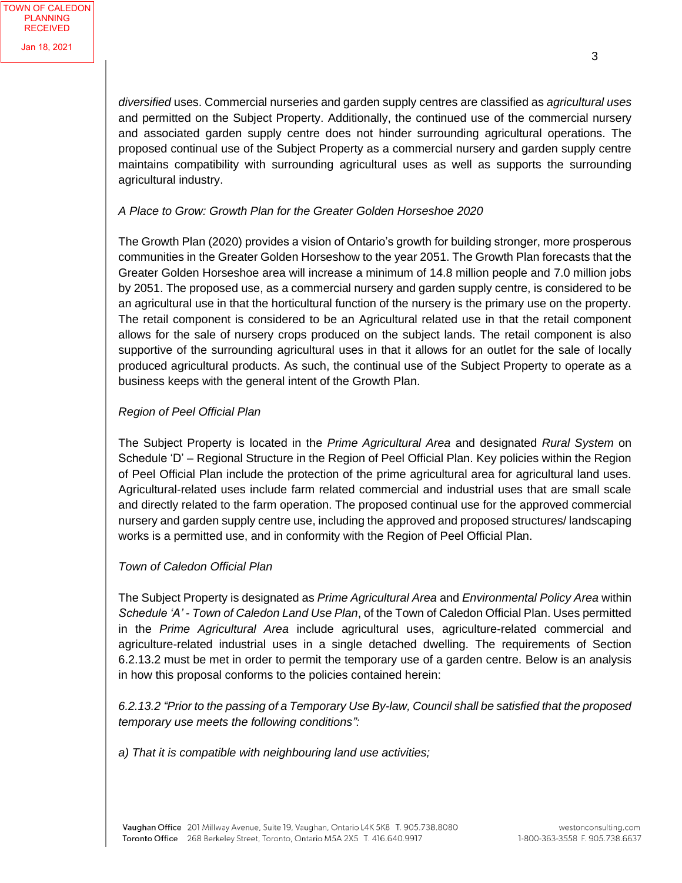*diversified* uses. Commercial nurseries and garden supply centres are classified as *agricultural uses* and permitted on the Subject Property. Additionally, the continued use of the commercial nursery and associated garden supply centre does not hinder surrounding agricultural operations. The proposed continual use of the Subject Property as a commercial nursery and garden supply centre maintains compatibility with surrounding agricultural uses as well as supports the surrounding agricultural industry.

*A Place to Grow: Growth Plan for the Greater Golden Horseshoe 2020*

The Growth Plan (2020) provides a vision of Ontario's growth for building stronger, more prosperous communities in the Greater Golden Horseshow to the year 2051. The Growth Plan forecasts that the Greater Golden Horseshoe area will increase a minimum of 14.8 million people and 7.0 million jobs by 2051. The proposed use, as a commercial nursery and garden supply centre, is considered to be an agricultural use in that the horticultural function of the nursery is the primary use on the property. The retail component is considered to be an Agricultural related use in that the retail component allows for the sale of nursery crops produced on the subject lands. The retail component is also supportive of the surrounding agricultural uses in that it allows for an outlet for the sale of locally produced agricultural products. As such, the continual use of the Subject Property to operate as a business keeps with the general intent of the Growth Plan.

*Region of Peel Official Plan*

The Subject Property is located in the *Prime Agricultural Area* and designated *Rural System* on Schedule 'D' – Regional Structure in the Region of Peel Official Plan. Key policies within the Region of Peel Official Plan include the protection of the prime agricultural area for agricultural land uses. Agricultural-related uses include farm related commercial and industrial uses that are small scale and directly related to the farm operation. The proposed continual use for the approved commercial nursery and garden supply centre use, including the approved and proposed structures/ landscaping works is a permitted use, and in conformity with the Region of Peel Official Plan.

*Town of Caledon Official Plan*

The Subject Property is designated as *Prime Agricultural Area* and *Environmental Policy Area* within *Schedule 'A' - Town of Caledon Land Use Plan*, of the Town of Caledon Official Plan. Uses permitted in the *Prime Agricultural Area* include agricultural uses, agriculture-related commercial and agriculture-related industrial uses in a single detached dwelling. The requirements of Section 6.2.13.2 must be met in order to permit the temporary use of a garden centre. Below is an analysis in how this proposal conforms to the policies contained herein:

*6.2.13.2 "Prior to the passing of a Temporary Use By-law, Council shall be satisfied that the proposed temporary use meets the following conditions":*

*a) That it is compatible with neighbouring land use activities;*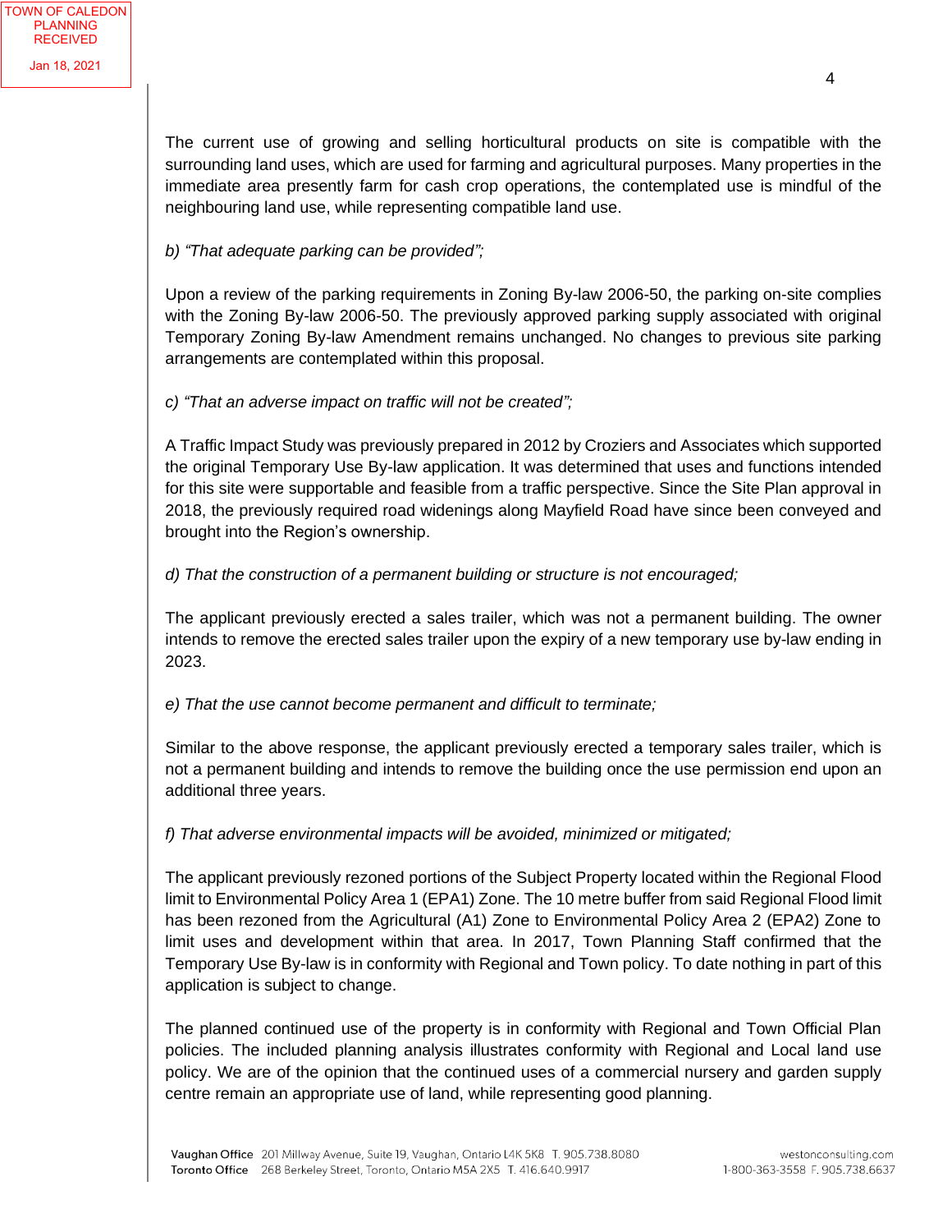The current use of growing and selling horticultural products on site is compatible with the surrounding land uses, which are used for farming and agricultural purposes. Many properties in the immediate area presently farm for cash crop operations, the contemplated use is mindful of the neighbouring land use, while representing compatible land use.

*b) "That adequate parking can be provided";*

Upon a review of the parking requirements in Zoning By-law 2006-50, the parking on-site complies with the Zoning By-law 2006-50. The previously approved parking supply associated with original Temporary Zoning By-law Amendment remains unchanged. No changes to previous site parking arrangements are contemplated within this proposal.

*c) "That an adverse impact on traffic will not be created";*

A Traffic Impact Study was previously prepared in 2012 by Croziers and Associates which supported the original Temporary Use By-law application. It was determined that uses and functions intended for this site were supportable and feasible from a traffic perspective. Since the Site Plan approval in 2018, the previously required road widenings along Mayfield Road have since been conveyed and brought into the Region's ownership.

*d) That the construction of a permanent building or structure is not encouraged;*

The applicant previously erected a sales trailer, which was not a permanent building. The owner intends to remove the erected sales trailer upon the expiry of a new temporary use by-law ending in 2023.

*e) That the use cannot become permanent and difficult to terminate;*

Similar to the above response, the applicant previously erected a temporary sales trailer, which is not a permanent building and intends to remove the building once the use permission end upon an additional three years.

*f) That adverse environmental impacts will be avoided, minimized or mitigated;*

The applicant previously rezoned portions of the Subject Property located within the Regional Flood limit to Environmental Policy Area 1 (EPA1) Zone. The 10 metre buffer from said Regional Flood limit has been rezoned from the Agricultural (A1) Zone to Environmental Policy Area 2 (EPA2) Zone to limit uses and development within that area. In 2017, Town Planning Staff confirmed that the Temporary Use By-law is in conformity with Regional and Town policy. To date nothing in part of this application is subject to change.

The planned continued use of the property is in conformity with Regional and Town Official Plan policies. The included planning analysis illustrates conformity with Regional and Local land use policy. We are of the opinion that the continued uses of a commercial nursery and garden supply centre remain an appropriate use of land, while representing good planning.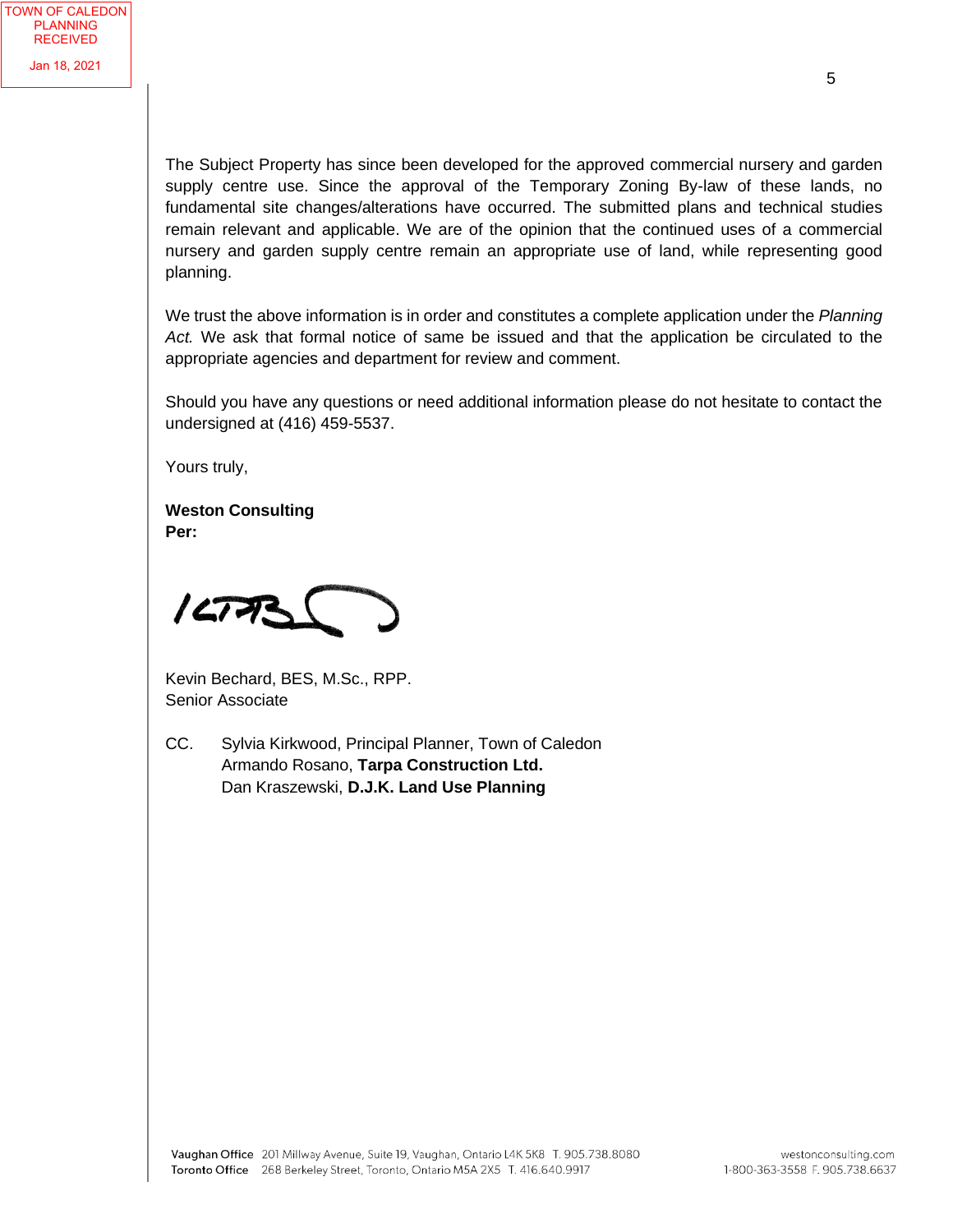TOWN OF CALEDON
PLANNING
RECEIVED

Jan 18, 2021

The Subject Property has since been developed for the approved commercial nursery and garden supply centre use. Since the approval of the Temporary Zoning By-law of these lands, no fundamental site changes/alterations have occurred. The submitted plans and technical studies remain relevant and applicable. We are of the opinion that the continued uses of a commercial nursery and garden supply centre remain an appropriate use of land, while representing good planning.

We trust the above information is in order and constitutes a complete application under the *Planning Act.* We ask that formal notice of same be issued and that the application be circulated to the appropriate agencies and department for review and comment.

Should you have any questions or need additional information please do not hesitate to contact the undersigned at (416) 459-5537.

Yours truly,

**Weston Consulting**
**Per:**

Kevin Bechard, BES, M.Sc., RPP.
Senior Associate

CC. Sylvia Kirkwood, Principal Planner, Town of Caledon
Armando Rosano, **Tarpa Construction Ltd.**
Dan Kraszewski, **D.J.K. Land Use Planning**

**Vaughan Office** 201 Millway Avenue, Suite 19, Vaughan, Ontario L4K 5K8 T. 905.738.8080
**Toronto Office** 268 Berkeley Street, Toronto, Ontario M5A 2X5 T. 416.640.9917

westonconsulting.com
1-800-363-3558 F. 905.738.6637